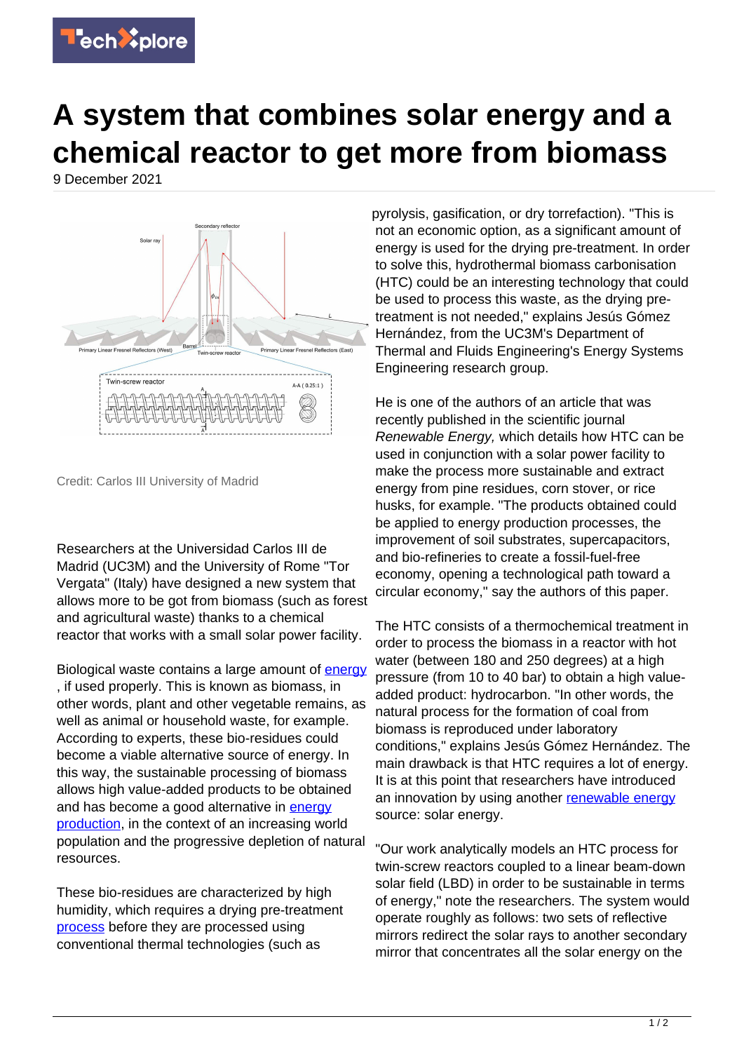# A system that combines solar energy and a chemical reactor to get more from biomass

9 December 2021

Credit: Carlos III University of Madrid

Researchers at the Universidad Carlos III de Madrid (UC3M) and the University of Rome "Tor Vergata" (Italy) have designed a new system that allows more to be got from biomass (such as forest and agricultural waste) thanks to a chemical reactor that works with a small solar power facility.

Biological waste contains a large amount of energy, if used properly. This is known as biomass, in other words, plant and other vegetable remains, as well as animal or household waste, for example. According to experts, these bio-residues could become a viable alternative source of energy. In this way, the sustainable processing of biomass allows high value-added products to be obtained and has become a good alternative in energy production, in the context of an increasing world population and the progressive depletion of natural resources.

These bio-residues are characterized by high humidity, which requires a drying pre-treatment process before they are processed using conventional thermal technologies (such as pyrolysis, gasification, or dry torrefaction). "This is not an economic option, as a significant amount of energy is used for the drying pre-treatment. In order to solve this, hydrothermal biomass carbonisation (HTC) could be an interesting technology that could be used to process this waste, as the drying pre-treatment is not needed," explains Jesús Gómez Hernández, from the UC3M's Department of Thermal and Fluids Engineering's Energy Systems Engineering research group.

He is one of the authors of an article that was recently published in the scientific journal *Renewable Energy,* which details how HTC can be used in conjunction with a solar power facility to make the process more sustainable and extract energy from pine residues, corn stover, or rice husks, for example. "The products obtained could be applied to energy production processes, the improvement of soil substrates, supercapacitors, and bio-refineries to create a fossil-fuel-free economy, opening a technological path toward a circular economy," say the authors of this paper.

The HTC consists of a thermochemical treatment in order to process the biomass in a reactor with hot water (between 180 and 250 degrees) at a high pressure (from 10 to 40 bar) to obtain a high value-added product: hydrocarbon. "In other words, the natural process for the formation of coal from biomass is reproduced under laboratory conditions," explains Jesús Gómez Hernández. The main drawback is that HTC requires a lot of energy. It is at this point that researchers have introduced an innovation by using another renewable energy source: solar energy.

"Our work analytically models an HTC process for twin-screw reactors coupled to a linear beam-down solar field (LBD) in order to be sustainable in terms of energy," note the researchers. The system would operate roughly as follows: two sets of reflective mirrors redirect the solar rays to another secondary mirror that concentrates all the solar energy on the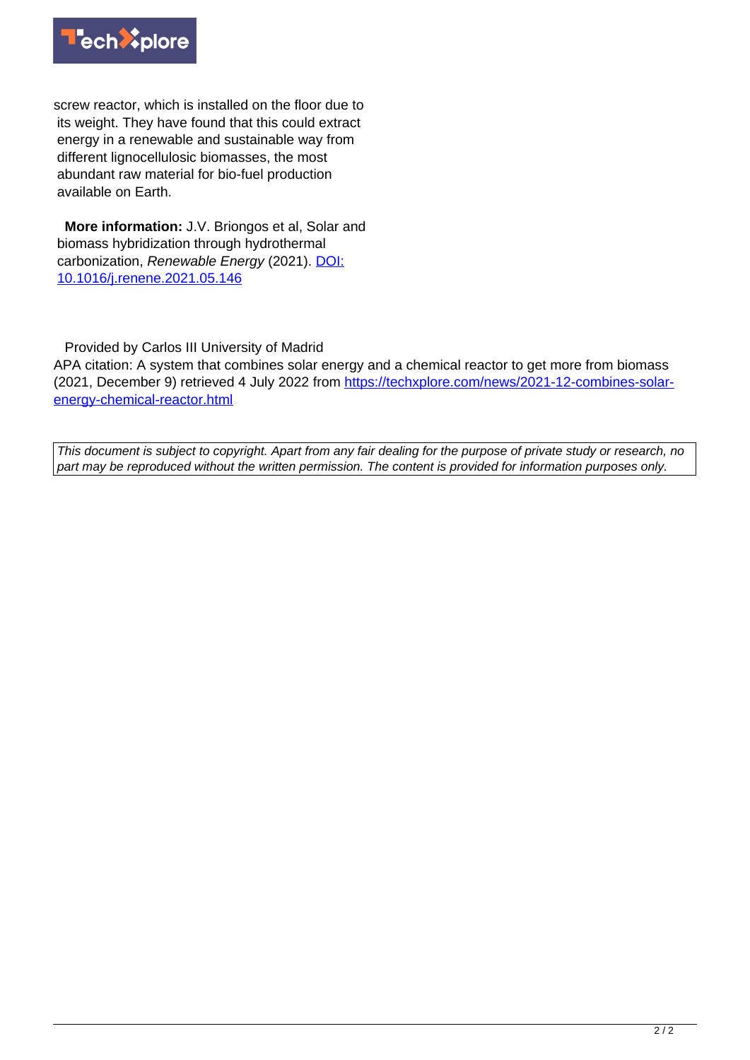screw reactor, which is installed on the floor due to its weight. They have found that this could extract energy in a renewable and sustainable way from different lignocellulosic biomasses, the most abundant raw material for bio-fuel production available on Earth.

**More information:** J.V. Briongos et al, Solar and biomass hybridization through hydrothermal carbonization, *Renewable Energy* (2021). [DOI: 10.1016/j.renene.2021.05.146](https://doi.org/10.1016/j.renene.2021.05.146)

Provided by Carlos III University of Madrid

APA citation: A system that combines solar energy and a chemical reactor to get more from biomass (2021, December 9) retrieved 4 July 2022 from [https://techxplore.com/news/2021-12-combines-solar-energy-chemical-reactor.html](https://techxplore.com/news/2021-12-combines-solar-energy-chemical-reactor.html)

*This document is subject to copyright. Apart from any fair dealing for the purpose of private study or research, no part may be reproduced without the written permission. The content is provided for information purposes only.*